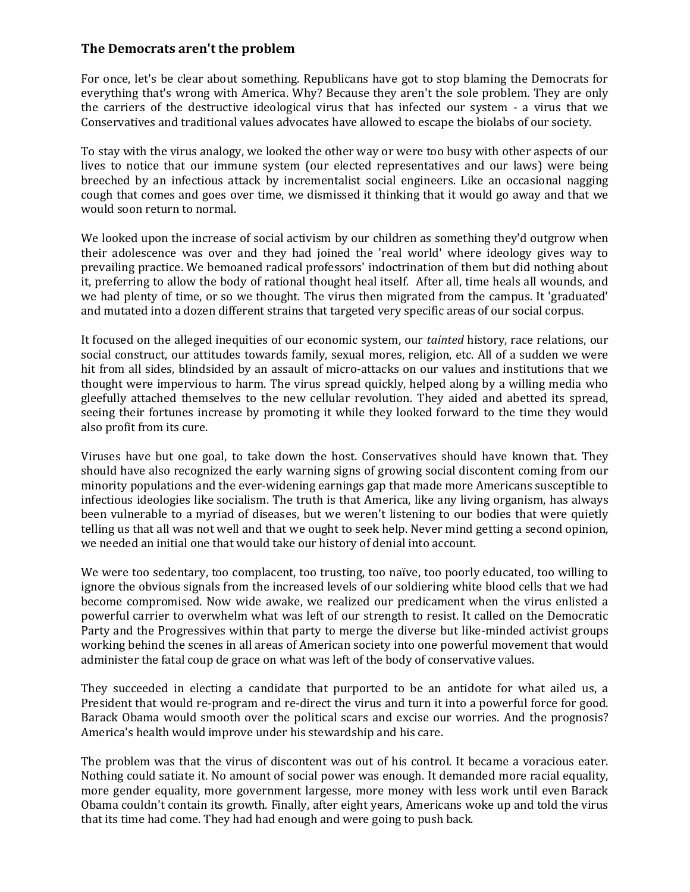## The Democrats aren't the problem

For once, let's be clear about something. Republicans have got to stop blaming the Democrats for everything that's wrong with America. Why? Because they aren't the sole problem. They are only the carriers of the destructive ideological virus that has infected our system - a virus that we Conservatives and traditional values advocates have allowed to escape the biolabs of our society.

To stay with the virus analogy, we looked the other way or were too busy with other aspects of our lives to notice that our immune system (our elected representatives and our laws) were being breeched by an infectious attack by incrementalist social engineers. Like an occasional nagging cough that comes and goes over time, we dismissed it thinking that it would go away and that we would soon return to normal.

We looked upon the increase of social activism by our children as something they'd outgrow when their adolescence was over and they had joined the 'real world' where ideology gives way to prevailing practice. We bemoaned radical professors' indoctrination of them but did nothing about it, preferring to allow the body of rational thought heal itself. After all, time heals all wounds, and we had plenty of time, or so we thought. The virus then migrated from the campus. It 'graduated' and mutated into a dozen different strains that targeted very specific areas of our social corpus.

It focused on the alleged inequities of our economic system, our *tainted* history, race relations, our social construct, our attitudes towards family, sexual mores, religion, etc. All of a sudden we were hit from all sides, blindsided by an assault of micro-attacks on our values and institutions that we thought were impervious to harm. The virus spread quickly, helped along by a willing media who gleefully attached themselves to the new cellular revolution. They aided and abetted its spread, seeing their fortunes increase by promoting it while they looked forward to the time they would also profit from its cure.

Viruses have but one goal, to take down the host. Conservatives should have known that. They should have also recognized the early warning signs of growing social discontent coming from our minority populations and the ever-widening earnings gap that made more Americans susceptible to infectious ideologies like socialism. The truth is that America, like any living organism, has always been vulnerable to a myriad of diseases, but we weren't listening to our bodies that were quietly telling us that all was not well and that we ought to seek help. Never mind getting a second opinion, we needed an initial one that would take our history of denial into account.

We were too sedentary, too complacent, too trusting, too naïve, too poorly educated, too willing to ignore the obvious signals from the increased levels of our soldiering white blood cells that we had become compromised. Now wide awake, we realized our predicament when the virus enlisted a powerful carrier to overwhelm what was left of our strength to resist. It called on the Democratic Party and the Progressives within that party to merge the diverse but like-minded activist groups working behind the scenes in all areas of American society into one powerful movement that would administer the fatal coup de grace on what was left of the body of conservative values.

They succeeded in electing a candidate that purported to be an antidote for what ailed us, a President that would re-program and re-direct the virus and turn it into a powerful force for good. Barack Obama would smooth over the political scars and excise our worries. And the prognosis? America's health would improve under his stewardship and his care.

The problem was that the virus of discontent was out of his control. It became a voracious eater. Nothing could satiate it. No amount of social power was enough. It demanded more racial equality, more gender equality, more government largesse, more money with less work until even Barack Obama couldn't contain its growth. Finally, after eight years, Americans woke up and told the virus that its time had come. They had had enough and were going to push back.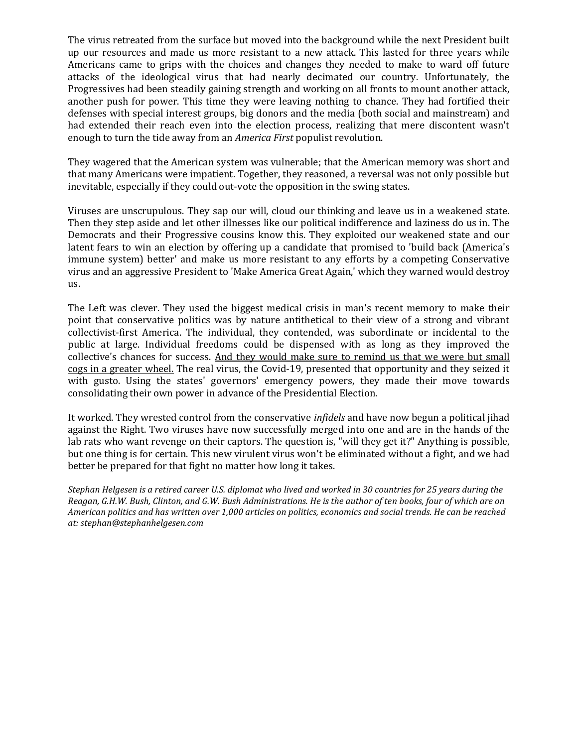The virus retreated from the surface but moved into the background while the next President built up our resources and made us more resistant to a new attack. This lasted for three years while Americans came to grips with the choices and changes they needed to make to ward off future attacks of the ideological virus that had nearly decimated our country. Unfortunately, the Progressives had been steadily gaining strength and working on all fronts to mount another attack, another push for power. This time they were leaving nothing to chance. They had fortified their defenses with special interest groups, big donors and the media (both social and mainstream) and had extended their reach even into the election process, realizing that mere discontent wasn't enough to turn the tide away from an *America First* populist revolution.

They wagered that the American system was vulnerable; that the American memory was short and that many Americans were impatient. Together, they reasoned, a reversal was not only possible but inevitable, especially if they could out-vote the opposition in the swing states.

Viruses are unscrupulous. They sap our will, cloud our thinking and leave us in a weakened state. Then they step aside and let other illnesses like our political indifference and laziness do us in. The Democrats and their Progressive cousins know this. They exploited our weakened state and our latent fears to win an election by offering up a candidate that promised to 'build back (America's immune system) better' and make us more resistant to any efforts by a competing Conservative virus and an aggressive President to 'Make America Great Again,' which they warned would destroy us.

The Left was clever. They used the biggest medical crisis in man's recent memory to make their point that conservative politics was by nature antithetical to their view of a strong and vibrant collectivist-first America. The individual, they contended, was subordinate or incidental to the public at large. Individual freedoms could be dispensed with as long as they improved the collective's chances for success. <u>And they would make sure to remind us that we were but small cogs in a greater wheel.</u> The real virus, the Covid-19, presented that opportunity and they seized it with gusto. Using the states' governors' emergency powers, they made their move towards consolidating their own power in advance of the Presidential Election.

It worked. They wrested control from the conservative *infidels* and have now begun a political jihad against the Right. Two viruses have now successfully merged into one and are in the hands of the lab rats who want revenge on their captors. The question is, "will they get it?" Anything is possible, but one thing is for certain. This new virulent virus won't be eliminated without a fight, and we had better be prepared for that fight no matter how long it takes.

*Stephan Helgesen is a retired career U.S. diplomat who lived and worked in 30 countries for 25 years during the Reagan, G.H.W. Bush, Clinton, and G.W. Bush Administrations. He is the author of ten books, four of which are on American politics and has written over 1,000 articles on politics, economics and social trends. He can be reached at: stephan@stephanhelgesen.com*